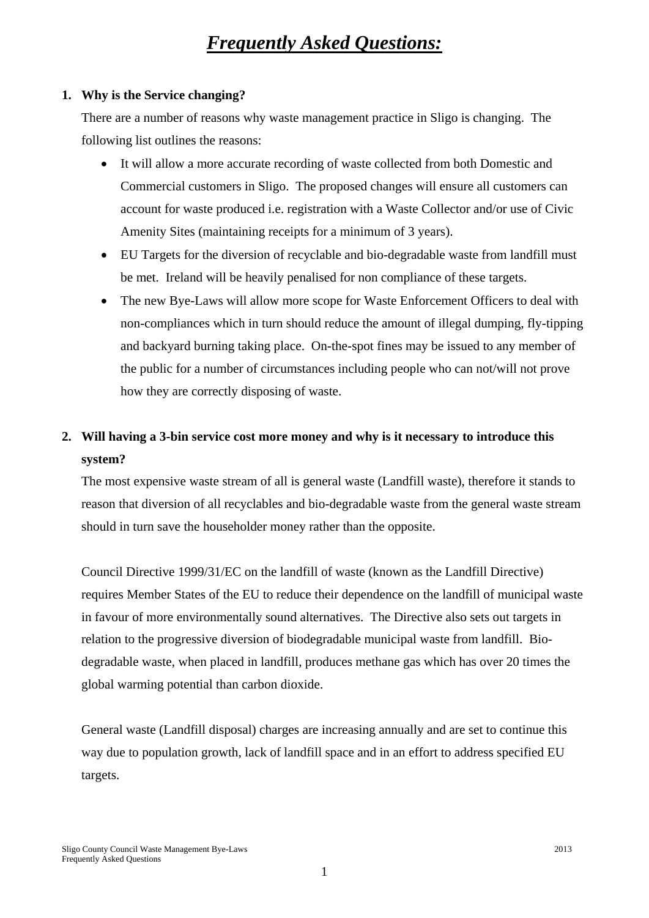# ***Frequently Asked Questions:***

1. **Why is the Service changing?**

   There are a number of reasons why waste management practice in Sligo is changing. The following list outlines the reasons:

   - It will allow a more accurate recording of waste collected from both Domestic and Commercial customers in Sligo. The proposed changes will ensure all customers can account for waste produced i.e. registration with a Waste Collector and/or use of Civic Amenity Sites (maintaining receipts for a minimum of 3 years).
   - EU Targets for the diversion of recyclable and bio-degradable waste from landfill must be met. Ireland will be heavily penalised for non compliance of these targets.
   - The new Bye-Laws will allow more scope for Waste Enforcement Officers to deal with non-compliances which in turn should reduce the amount of illegal dumping, fly-tipping and backyard burning taking place. On-the-spot fines may be issued to any member of the public for a number of circumstances including people who can not/will not prove how they are correctly disposing of waste.

2. **Will having a 3-bin service cost more money and why is it necessary to introduce this system?**

   The most expensive waste stream of all is general waste (Landfill waste), therefore it stands to reason that diversion of all recyclables and bio-degradable waste from the general waste stream should in turn save the householder money rather than the opposite.

   Council Directive 1999/31/EC on the landfill of waste (known as the Landfill Directive) requires Member States of the EU to reduce their dependence on the landfill of municipal waste in favour of more environmentally sound alternatives. The Directive also sets out targets in relation to the progressive diversion of biodegradable municipal waste from landfill. Bio-degradable waste, when placed in landfill, produces methane gas which has over 20 times the global warming potential than carbon dioxide.

   General waste (Landfill disposal) charges are increasing annually and are set to continue this way due to population growth, lack of landfill space and in an effort to address specified EU targets.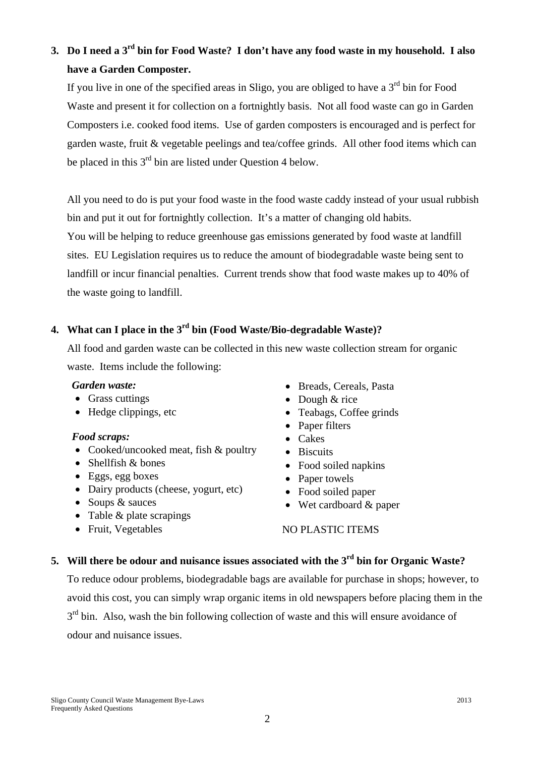## 3. Do I need a 3rd bin for Food Waste? I don't have any food waste in my household. I also have a Garden Composter.

If you live in one of the specified areas in Sligo, you are obliged to have a 3rd bin for Food Waste and present it for collection on a fortnightly basis. Not all food waste can go in Garden Composters i.e. cooked food items. Use of garden composters is encouraged and is perfect for garden waste, fruit & vegetable peelings and tea/coffee grinds. All other food items which can be placed in this 3rd bin are listed under Question 4 below.

All you need to do is put your food waste in the food waste caddy instead of your usual rubbish bin and put it out for fortnightly collection. It's a matter of changing old habits.
You will be helping to reduce greenhouse gas emissions generated by food waste at landfill sites. EU Legislation requires us to reduce the amount of biodegradable waste being sent to landfill or incur financial penalties. Current trends show that food waste makes up to 40% of the waste going to landfill.

## 4. What can I place in the 3rd bin (Food Waste/Bio-degradable Waste)?

All food and garden waste can be collected in this new waste collection stream for organic waste. Items include the following:

***Garden waste:***

- Grass cuttings
- Hedge clippings, etc

***Food scraps:***

- Cooked/uncooked meat, fish & poultry
- Shellfish & bones
- Eggs, egg boxes
- Dairy products (cheese, yogurt, etc)
- Soups & sauces
- Table & plate scrapings
- Fruit, Vegetables
- Breads, Cereals, Pasta
- Dough & rice
- Teabags, Coffee grinds
- Paper filters
- Cakes
- Biscuits
- Food soiled napkins
- Paper towels
- Food soiled paper
- Wet cardboard & paper

NO PLASTIC ITEMS

## 5. Will there be odour and nuisance issues associated with the 3rd bin for Organic Waste?

To reduce odour problems, biodegradable bags are available for purchase in shops; however, to avoid this cost, you can simply wrap organic items in old newspapers before placing them in the 3rd bin. Also, wash the bin following collection of waste and this will ensure avoidance of odour and nuisance issues.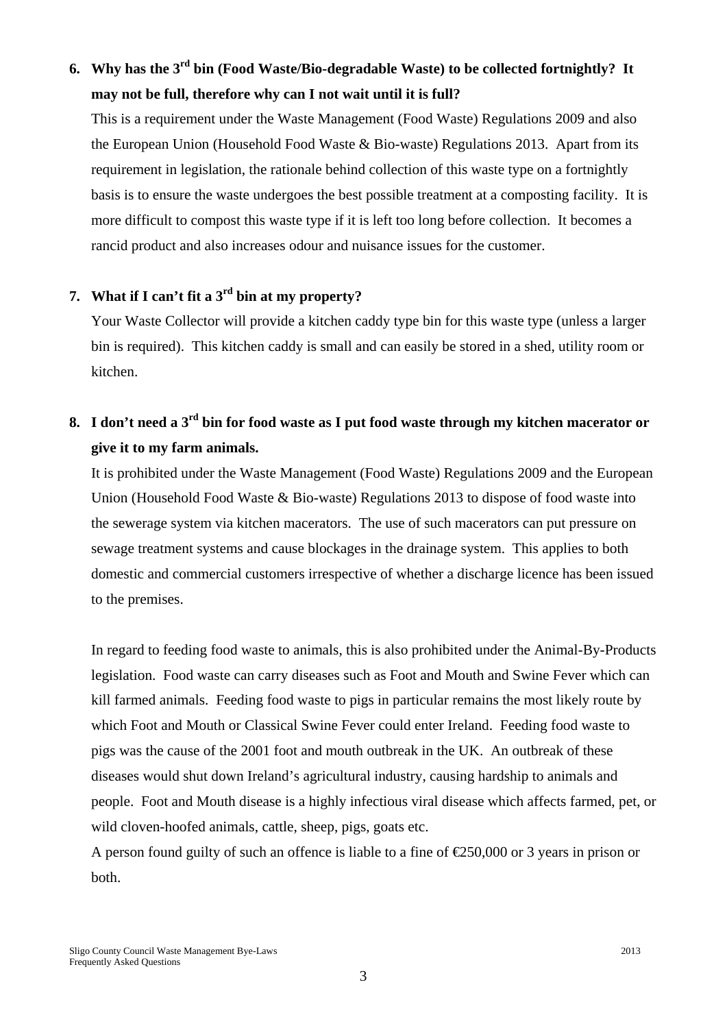**6. Why has the 3rd bin (Food Waste/Bio-degradable Waste) to be collected fortnightly? It may not be full, therefore why can I not wait until it is full?**

This is a requirement under the Waste Management (Food Waste) Regulations 2009 and also the European Union (Household Food Waste & Bio-waste) Regulations 2013. Apart from its requirement in legislation, the rationale behind collection of this waste type on a fortnightly basis is to ensure the waste undergoes the best possible treatment at a composting facility. It is more difficult to compost this waste type if it is left too long before collection. It becomes a rancid product and also increases odour and nuisance issues for the customer.

**7. What if I can't fit a 3rd bin at my property?**

Your Waste Collector will provide a kitchen caddy type bin for this waste type (unless a larger bin is required). This kitchen caddy is small and can easily be stored in a shed, utility room or kitchen.

**8. I don't need a 3rd bin for food waste as I put food waste through my kitchen macerator or give it to my farm animals.**

It is prohibited under the Waste Management (Food Waste) Regulations 2009 and the European Union (Household Food Waste & Bio-waste) Regulations 2013 to dispose of food waste into the sewerage system via kitchen macerators. The use of such macerators can put pressure on sewage treatment systems and cause blockages in the drainage system. This applies to both domestic and commercial customers irrespective of whether a discharge licence has been issued to the premises.

In regard to feeding food waste to animals, this is also prohibited under the Animal-By-Products legislation. Food waste can carry diseases such as Foot and Mouth and Swine Fever which can kill farmed animals. Feeding food waste to pigs in particular remains the most likely route by which Foot and Mouth or Classical Swine Fever could enter Ireland. Feeding food waste to pigs was the cause of the 2001 foot and mouth outbreak in the UK. An outbreak of these diseases would shut down Ireland's agricultural industry, causing hardship to animals and people. Foot and Mouth disease is a highly infectious viral disease which affects farmed, pet, or wild cloven-hoofed animals, cattle, sheep, pigs, goats etc.

A person found guilty of such an offence is liable to a fine of €250,000 or 3 years in prison or both.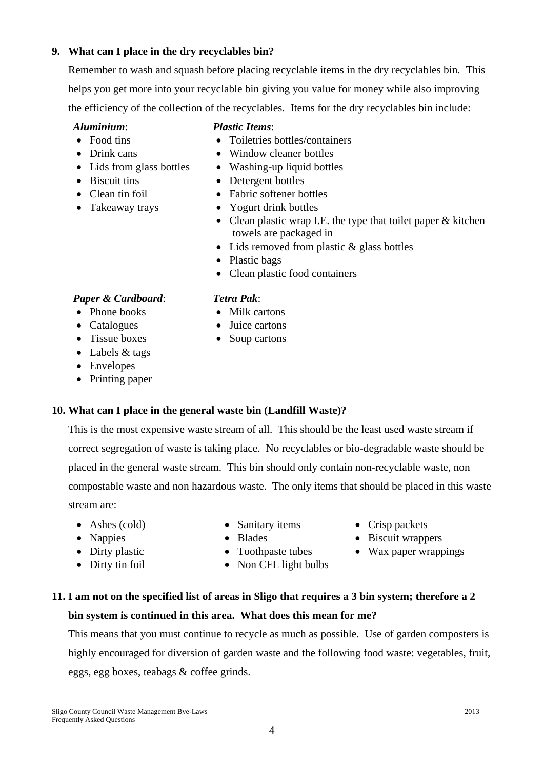**9. What can I place in the dry recyclables bin?**

Remember to wash and squash before placing recyclable items in the dry recyclables bin. This helps you get more into your recyclable bin giving you value for money while also improving the efficiency of the collection of the recyclables. Items for the dry recyclables bin include:

***Aluminium***:

- Food tins
- Drink cans
- Lids from glass bottles
- Biscuit tins
- Clean tin foil
- Takeaway trays

***Plastic Items***:

- Toiletries bottles/containers
- Window cleaner bottles
- Washing-up liquid bottles
- Detergent bottles
- Fabric softener bottles
- Yogurt drink bottles
- Clean plastic wrap I.E. the type that toilet paper & kitchen towels are packaged in
- Lids removed from plastic & glass bottles
- Plastic bags
- Clean plastic food containers

***Paper & Cardboard***:

- Phone books
- Catalogues
- Tissue boxes
- Labels & tags
- Envelopes
- Printing paper

***Tetra Pak***:

- Milk cartons
- Juice cartons
- Soup cartons

**10. What can I place in the general waste bin (Landfill Waste)?**

This is the most expensive waste stream of all. This should be the least used waste stream if correct segregation of waste is taking place. No recyclables or bio-degradable waste should be placed in the general waste stream. This bin should only contain non-recyclable waste, non compostable waste and non hazardous waste. The only items that should be placed in this waste stream are:

- Ashes (cold)
- Nappies
- Dirty plastic
- Dirty tin foil
- Sanitary items
- Blades
- Toothpaste tubes
- Non CFL light bulbs
- Crisp packets
- Biscuit wrappers
- Wax paper wrappings

**11. I am not on the specified list of areas in Sligo that requires a 3 bin system; therefore a 2 bin system is continued in this area. What does this mean for me?**

This means that you must continue to recycle as much as possible. Use of garden composters is highly encouraged for diversion of garden waste and the following food waste: vegetables, fruit, eggs, egg boxes, teabags & coffee grinds.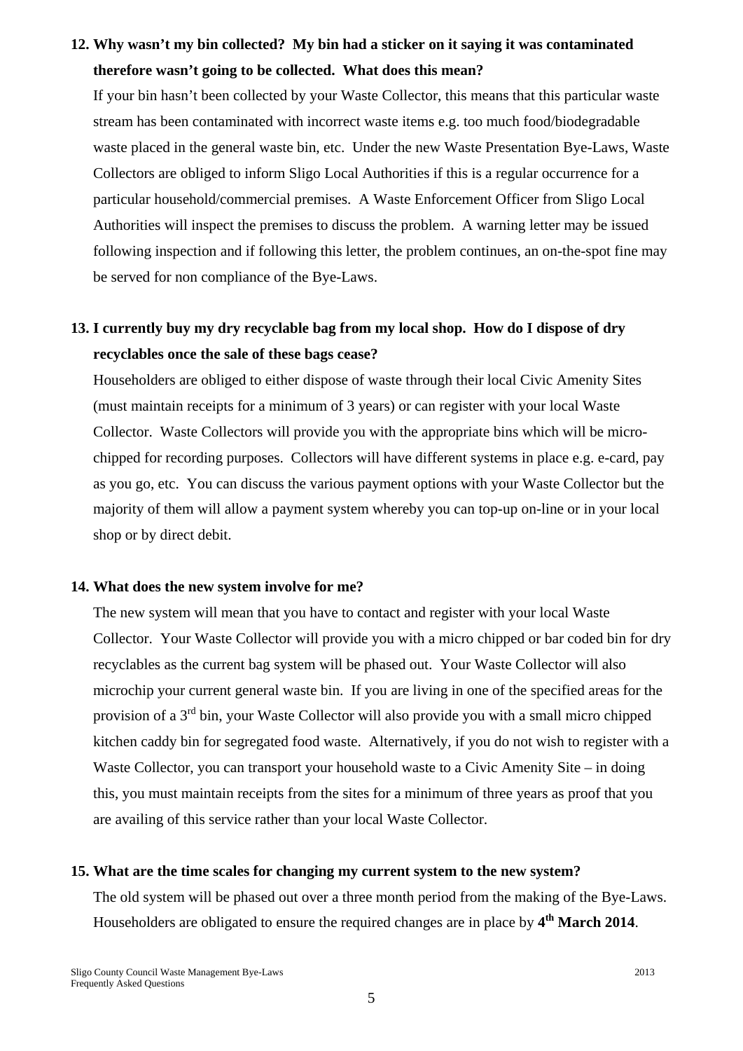**12. Why wasn't my bin collected? My bin had a sticker on it saying it was contaminated therefore wasn't going to be collected. What does this mean?**

If your bin hasn't been collected by your Waste Collector, this means that this particular waste stream has been contaminated with incorrect waste items e.g. too much food/biodegradable waste placed in the general waste bin, etc. Under the new Waste Presentation Bye-Laws, Waste Collectors are obliged to inform Sligo Local Authorities if this is a regular occurrence for a particular household/commercial premises. A Waste Enforcement Officer from Sligo Local Authorities will inspect the premises to discuss the problem. A warning letter may be issued following inspection and if following this letter, the problem continues, an on-the-spot fine may be served for non compliance of the Bye-Laws.

**13. I currently buy my dry recyclable bag from my local shop. How do I dispose of dry recyclables once the sale of these bags cease?**

Householders are obliged to either dispose of waste through their local Civic Amenity Sites (must maintain receipts for a minimum of 3 years) or can register with your local Waste Collector. Waste Collectors will provide you with the appropriate bins which will be micro-chipped for recording purposes. Collectors will have different systems in place e.g. e-card, pay as you go, etc. You can discuss the various payment options with your Waste Collector but the majority of them will allow a payment system whereby you can top-up on-line or in your local shop or by direct debit.

**14. What does the new system involve for me?**

The new system will mean that you have to contact and register with your local Waste Collector. Your Waste Collector will provide you with a micro chipped or bar coded bin for dry recyclables as the current bag system will be phased out. Your Waste Collector will also microchip your current general waste bin. If you are living in one of the specified areas for the provision of a 3rd bin, your Waste Collector will also provide you with a small micro chipped kitchen caddy bin for segregated food waste. Alternatively, if you do not wish to register with a Waste Collector, you can transport your household waste to a Civic Amenity Site – in doing this, you must maintain receipts from the sites for a minimum of three years as proof that you are availing of this service rather than your local Waste Collector.

**15. What are the time scales for changing my current system to the new system?**

The old system will be phased out over a three month period from the making of the Bye-Laws. Householders are obligated to ensure the required changes are in place by **4th March 2014**.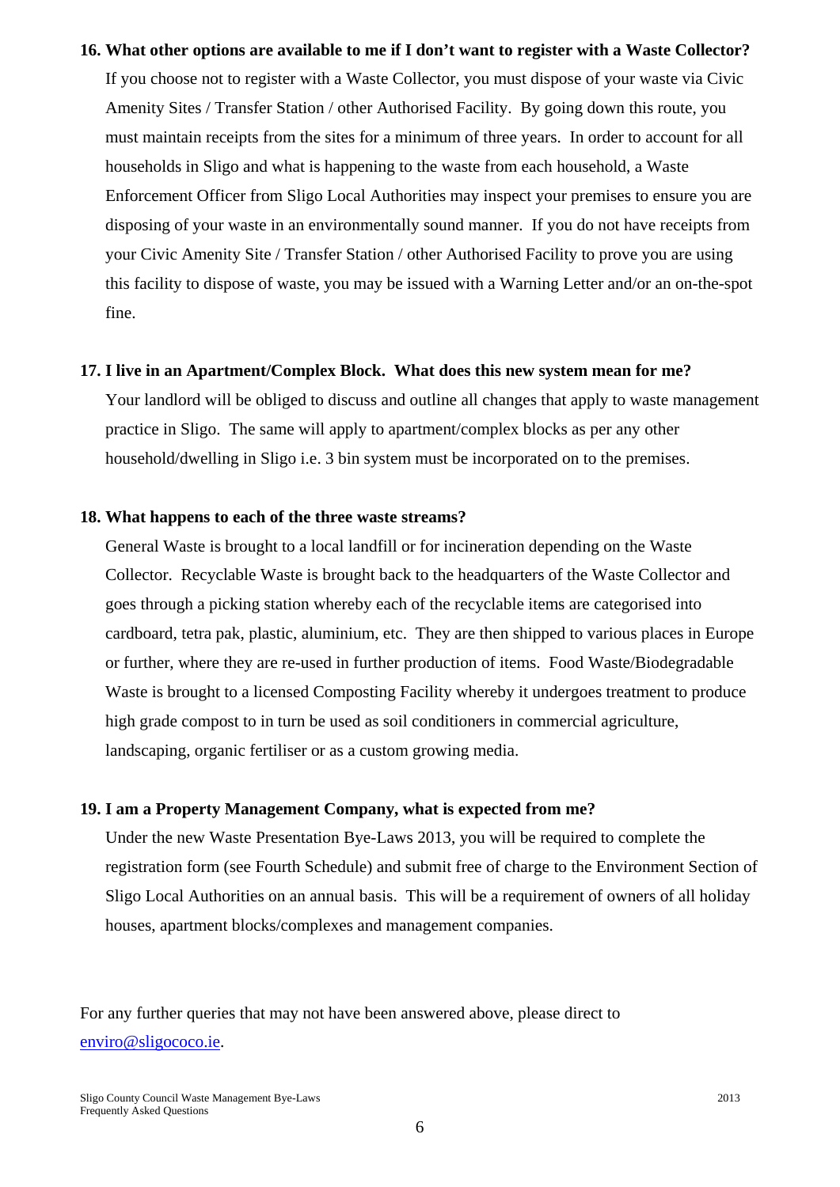**16. What other options are available to me if I don't want to register with a Waste Collector?**

If you choose not to register with a Waste Collector, you must dispose of your waste via Civic Amenity Sites / Transfer Station / other Authorised Facility. By going down this route, you must maintain receipts from the sites for a minimum of three years. In order to account for all households in Sligo and what is happening to the waste from each household, a Waste Enforcement Officer from Sligo Local Authorities may inspect your premises to ensure you are disposing of your waste in an environmentally sound manner. If you do not have receipts from your Civic Amenity Site / Transfer Station / other Authorised Facility to prove you are using this facility to dispose of waste, you may be issued with a Warning Letter and/or an on-the-spot fine.

**17. I live in an Apartment/Complex Block. What does this new system mean for me?**

Your landlord will be obliged to discuss and outline all changes that apply to waste management practice in Sligo. The same will apply to apartment/complex blocks as per any other household/dwelling in Sligo i.e. 3 bin system must be incorporated on to the premises.

**18. What happens to each of the three waste streams?**

General Waste is brought to a local landfill or for incineration depending on the Waste Collector. Recyclable Waste is brought back to the headquarters of the Waste Collector and goes through a picking station whereby each of the recyclable items are categorised into cardboard, tetra pak, plastic, aluminium, etc. They are then shipped to various places in Europe or further, where they are re-used in further production of items. Food Waste/Biodegradable Waste is brought to a licensed Composting Facility whereby it undergoes treatment to produce high grade compost to in turn be used as soil conditioners in commercial agriculture, landscaping, organic fertiliser or as a custom growing media.

**19. I am a Property Management Company, what is expected from me?**

Under the new Waste Presentation Bye-Laws 2013, you will be required to complete the registration form (see Fourth Schedule) and submit free of charge to the Environment Section of Sligo Local Authorities on an annual basis. This will be a requirement of owners of all holiday houses, apartment blocks/complexes and management companies.

For any further queries that may not have been answered above, please direct to enviro@sligococo.ie.